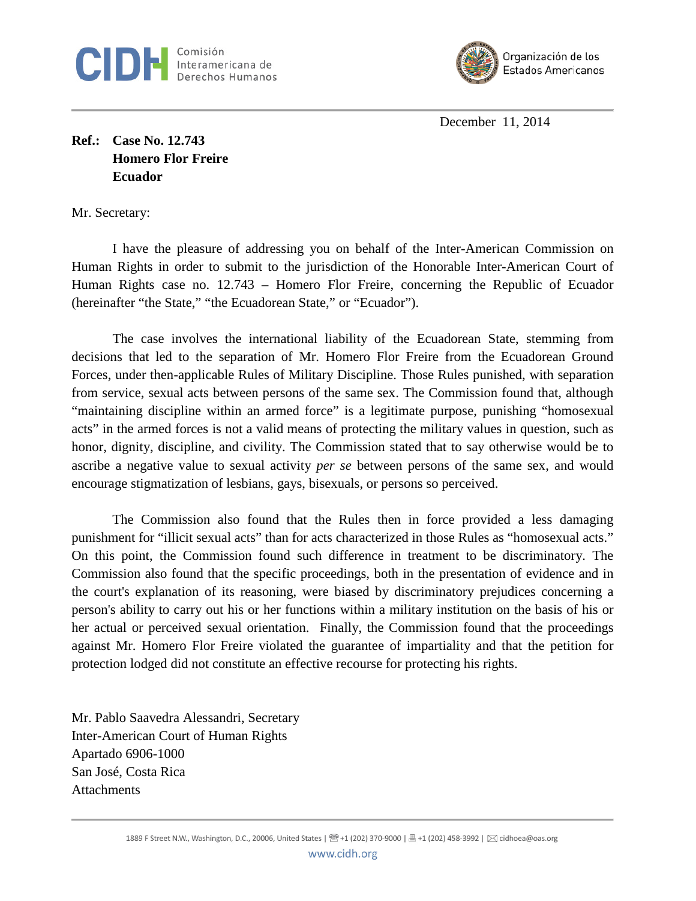Comisión Interamericana de Derechos Humanos

Organización de los Estados Americanos

December 11, 2014

**Ref.: Case No. 12.743**
**Homero Flor Freire**
**Ecuador**

Mr. Secretary:

I have the pleasure of addressing you on behalf of the Inter-American Commission on Human Rights in order to submit to the jurisdiction of the Honorable Inter-American Court of Human Rights case no. 12.743 – Homero Flor Freire, concerning the Republic of Ecuador (hereinafter "the State," "the Ecuadorean State," or "Ecuador").

The case involves the international liability of the Ecuadorean State, stemming from decisions that led to the separation of Mr. Homero Flor Freire from the Ecuadorean Ground Forces, under then-applicable Rules of Military Discipline. Those Rules punished, with separation from service, sexual acts between persons of the same sex. The Commission found that, although "maintaining discipline within an armed force" is a legitimate purpose, punishing "homosexual acts" in the armed forces is not a valid means of protecting the military values in question, such as honor, dignity, discipline, and civility. The Commission stated that to say otherwise would be to ascribe a negative value to sexual activity *per se* between persons of the same sex, and would encourage stigmatization of lesbians, gays, bisexuals, or persons so perceived.

The Commission also found that the Rules then in force provided a less damaging punishment for "illicit sexual acts" than for acts characterized in those Rules as "homosexual acts." On this point, the Commission found such difference in treatment to be discriminatory. The Commission also found that the specific proceedings, both in the presentation of evidence and in the court's explanation of its reasoning, were biased by discriminatory prejudices concerning a person's ability to carry out his or her functions within a military institution on the basis of his or her actual or perceived sexual orientation. Finally, the Commission found that the proceedings against Mr. Homero Flor Freire violated the guarantee of impartiality and that the petition for protection lodged did not constitute an effective recourse for protecting his rights.

Mr. Pablo Saavedra Alessandri, Secretary
Inter-American Court of Human Rights
Apartado 6906-1000
San José, Costa Rica
Attachments

1889 F Street N.W., Washington, D.C., 20006, United States | +1 (202) 370-9000 | +1 (202) 458-3992 | cidhoea@oas.org
www.cidh.org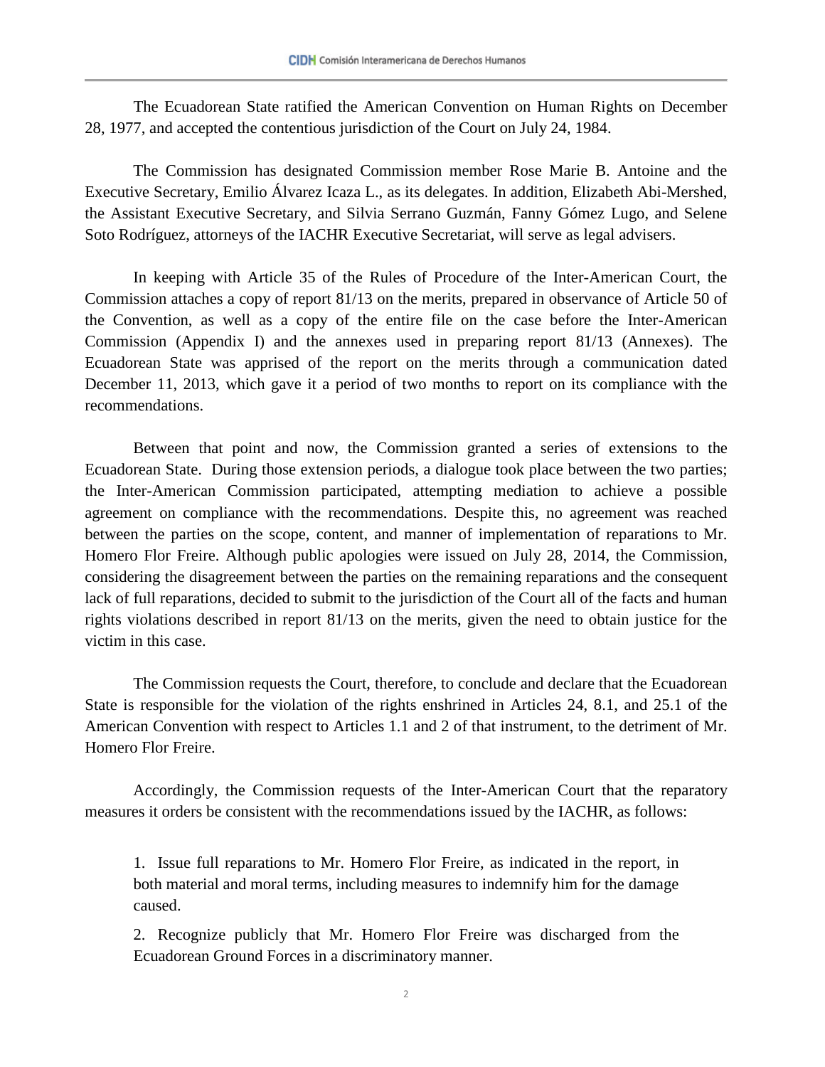The Ecuadorean State ratified the American Convention on Human Rights on December 28, 1977, and accepted the contentious jurisdiction of the Court on July 24, 1984.

The Commission has designated Commission member Rose Marie B. Antoine and the Executive Secretary, Emilio Álvarez Icaza L., as its delegates. In addition, Elizabeth Abi-Mershed, the Assistant Executive Secretary, and Silvia Serrano Guzmán, Fanny Gómez Lugo, and Selene Soto Rodríguez, attorneys of the IACHR Executive Secretariat, will serve as legal advisers.

In keeping with Article 35 of the Rules of Procedure of the Inter-American Court, the Commission attaches a copy of report 81/13 on the merits, prepared in observance of Article 50 of the Convention, as well as a copy of the entire file on the case before the Inter-American Commission (Appendix I) and the annexes used in preparing report 81/13 (Annexes). The Ecuadorean State was apprised of the report on the merits through a communication dated December 11, 2013, which gave it a period of two months to report on its compliance with the recommendations.

Between that point and now, the Commission granted a series of extensions to the Ecuadorean State. During those extension periods, a dialogue took place between the two parties; the Inter-American Commission participated, attempting mediation to achieve a possible agreement on compliance with the recommendations. Despite this, no agreement was reached between the parties on the scope, content, and manner of implementation of reparations to Mr. Homero Flor Freire. Although public apologies were issued on July 28, 2014, the Commission, considering the disagreement between the parties on the remaining reparations and the consequent lack of full reparations, decided to submit to the jurisdiction of the Court all of the facts and human rights violations described in report 81/13 on the merits, given the need to obtain justice for the victim in this case.

The Commission requests the Court, therefore, to conclude and declare that the Ecuadorean State is responsible for the violation of the rights enshrined in Articles 24, 8.1, and 25.1 of the American Convention with respect to Articles 1.1 and 2 of that instrument, to the detriment of Mr. Homero Flor Freire.

Accordingly, the Commission requests of the Inter-American Court that the reparatory measures it orders be consistent with the recommendations issued by the IACHR, as follows:

1. Issue full reparations to Mr. Homero Flor Freire, as indicated in the report, in both material and moral terms, including measures to indemnify him for the damage caused.

2. Recognize publicly that Mr. Homero Flor Freire was discharged from the Ecuadorean Ground Forces in a discriminatory manner.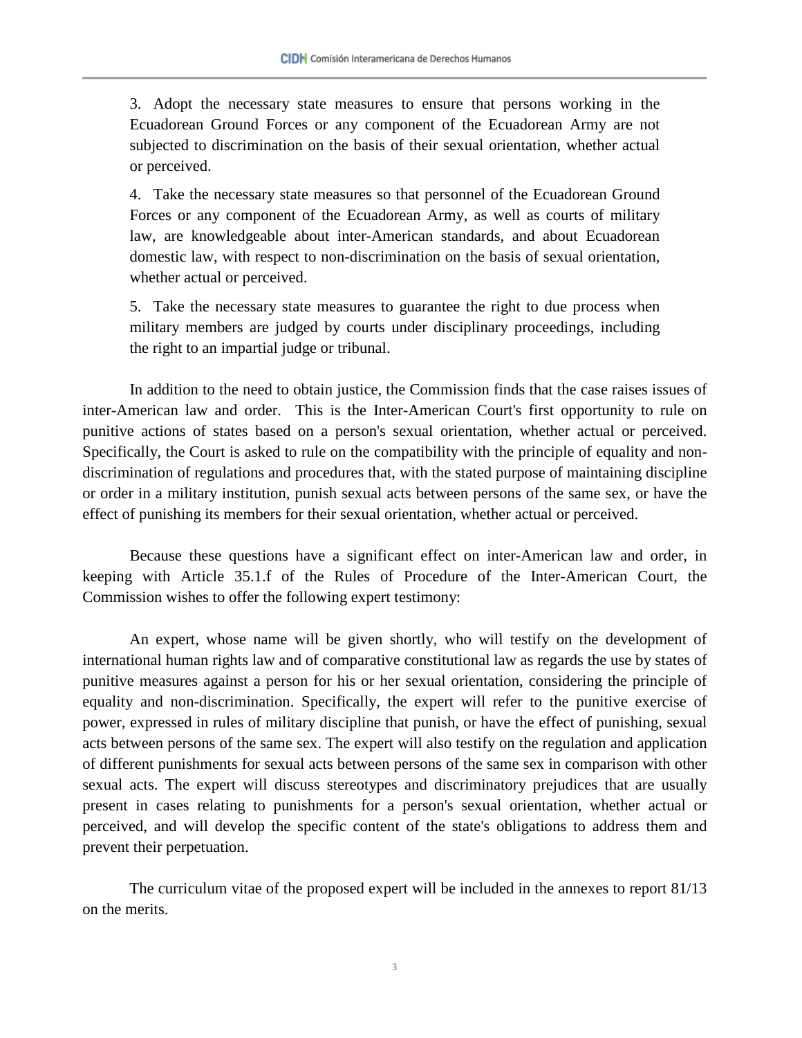3. Adopt the necessary state measures to ensure that persons working in the Ecuadorean Ground Forces or any component of the Ecuadorean Army are not subjected to discrimination on the basis of their sexual orientation, whether actual or perceived.

4. Take the necessary state measures so that personnel of the Ecuadorean Ground Forces or any component of the Ecuadorean Army, as well as courts of military law, are knowledgeable about inter-American standards, and about Ecuadorean domestic law, with respect to non-discrimination on the basis of sexual orientation, whether actual or perceived.

5. Take the necessary state measures to guarantee the right to due process when military members are judged by courts under disciplinary proceedings, including the right to an impartial judge or tribunal.

In addition to the need to obtain justice, the Commission finds that the case raises issues of inter-American law and order. This is the Inter-American Court's first opportunity to rule on punitive actions of states based on a person's sexual orientation, whether actual or perceived. Specifically, the Court is asked to rule on the compatibility with the principle of equality and non-discrimination of regulations and procedures that, with the stated purpose of maintaining discipline or order in a military institution, punish sexual acts between persons of the same sex, or have the effect of punishing its members for their sexual orientation, whether actual or perceived.

Because these questions have a significant effect on inter-American law and order, in keeping with Article 35.1.f of the Rules of Procedure of the Inter-American Court, the Commission wishes to offer the following expert testimony:

An expert, whose name will be given shortly, who will testify on the development of international human rights law and of comparative constitutional law as regards the use by states of punitive measures against a person for his or her sexual orientation, considering the principle of equality and non-discrimination. Specifically, the expert will refer to the punitive exercise of power, expressed in rules of military discipline that punish, or have the effect of punishing, sexual acts between persons of the same sex. The expert will also testify on the regulation and application of different punishments for sexual acts between persons of the same sex in comparison with other sexual acts. The expert will discuss stereotypes and discriminatory prejudices that are usually present in cases relating to punishments for a person's sexual orientation, whether actual or perceived, and will develop the specific content of the state's obligations to address them and prevent their perpetuation.

The curriculum vitae of the proposed expert will be included in the annexes to report 81/13 on the merits.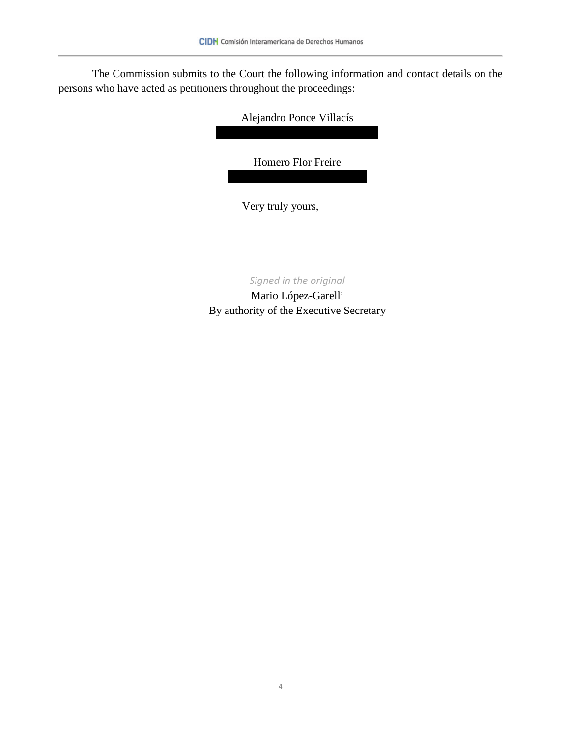The Commission submits to the Court the following information and contact details on the persons who have acted as petitioners throughout the proceedings:

Alejandro Ponce Villacís

Homero Flor Freire

Very truly yours,

*Signed in the original*

Mario López-Garelli
By authority of the Executive Secretary